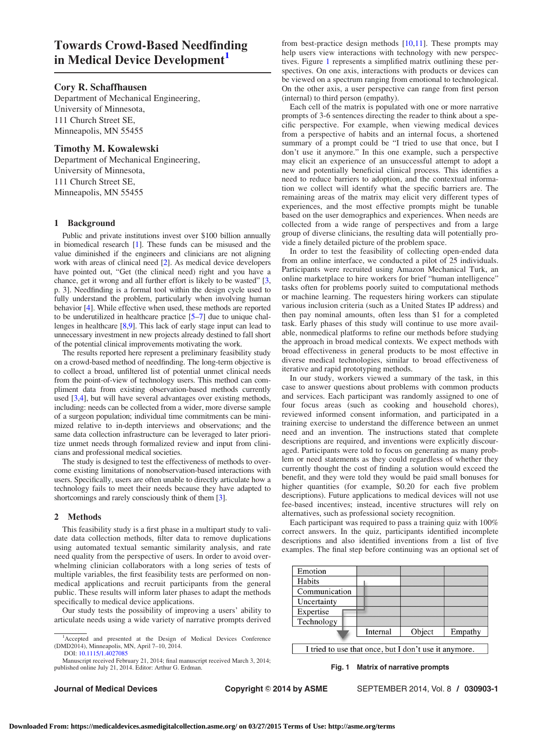# Towards Crowd-Based Needfinding in Medical Device Development[1]

**Cory R. Schaffhausen**
Department of Mechanical Engineering,
University of Minnesota,
111 Church Street SE,
Minneapolis, MN 55455

**Timothy M. Kowalewski**
Department of Mechanical Engineering,
University of Minnesota,
111 Church Street SE,
Minneapolis, MN 55455

## 1 Background

Public and private institutions invest over $100 billion annually in biomedical research [1]. These funds can be misused and the value diminished if the engineers and clinicians are not aligning work with areas of clinical need [2]. As medical device developers have pointed out, "Get (the clinical need) right and you have a chance, get it wrong and all further effort is likely to be wasted" [3, p. 3]. Needfinding is a formal tool within the design cycle used to fully understand the problem, particularly when involving human behavior [4]. While effective when used, these methods are reported to be underutilized in healthcare practice [5–7] due to unique challenges in healthcare [8,9]. This lack of early stage input can lead to unnecessary investment in new projects already destined to fall short of the potential clinical improvements motivating the work.

The results reported here represent a preliminary feasibility study on a crowd-based method of needfinding. The long-term objective is to collect a broad, unfiltered list of potential unmet clinical needs from the point-of-view of technology users. This method can compliment data from existing observation-based methods currently used [3,4], but will have several advantages over existing methods, including: needs can be collected from a wider, more diverse sample of a surgeon population; individual time commitments can be minimized relative to in-depth interviews and observations; and the same data collection infrastructure can be leveraged to later prioritize unmet needs through formalized review and input from clinicians and professional medical societies.

The study is designed to test the effectiveness of methods to overcome existing limitations of nonobservation-based interactions with users. Specifically, users are often unable to directly articulate how a technology fails to meet their needs because they have adapted to shortcomings and rarely consciously think of them [3].

## 2 Methods

This feasibility study is a first phase in a multipart study to validate data collection methods, filter data to remove duplications using automated textual semantic similarity analysis, and rate need quality from the perspective of users. In order to avoid overwhelming clinician collaborators with a long series of tests of multiple variables, the first feasibility tests are performed on nonmedical applications and recruit participants from the general public. These results will inform later phases to adapt the methods specifically to medical device applications.

Our study tests the possibility of improving a users' ability to articulate needs using a wide variety of narrative prompts derived from best-practice design methods [10,11]. These prompts may help users view interactions with technology with new perspectives. Figure 1 represents a simplified matrix outlining these perspectives. On one axis, interactions with products or devices can be viewed on a spectrum ranging from emotional to technological. On the other axis, a user perspective can range from first person (internal) to third person (empathy).

Each cell of the matrix is populated with one or more narrative prompts of 3-6 sentences directing the reader to think about a specific perspective. For example, when viewing medical devices from a perspective of habits and an internal focus, a shortened summary of a prompt could be "I tried to use that once, but I don't use it anymore." In this one example, such a perspective may elicit an experience of an unsuccessful attempt to adopt a new and potentially beneficial clinical process. This identifies a need to reduce barriers to adoption, and the contextual information we collect will identify what the specific barriers are. The remaining areas of the matrix may elicit very different types of experiences, and the most effective prompts might be tunable based on the user demographics and experiences. When needs are collected from a wide range of perspectives and from a large group of diverse clinicians, the resulting data will potentially provide a finely detailed picture of the problem space.

In order to test the feasibility of collecting open-ended data from an online interface, we conducted a pilot of 25 individuals. Participants were recruited using Amazon Mechanical Turk, an online marketplace to hire workers for brief "human intelligence" tasks often for problems poorly suited to computational methods or machine learning. The requesters hiring workers can stipulate various inclusion criteria (such as a United States IP address) and then pay nominal amounts, often less than $1 for a completed task. Early phases of this study will continue to use more available, nonmedical platforms to refine our methods before studying the approach in broad medical contexts. We expect methods with broad effectiveness in general products to be most effective in diverse medical technologies, similar to broad effectiveness of iterative and rapid prototyping methods.

In our study, workers viewed a summary of the task, in this case to answer questions about problems with common products and services. Each participant was randomly assigned to one of four focus areas (such as cooking and household chores), reviewed informed consent information, and participated in a training exercise to understand the difference between an unmet need and an invention. The instructions stated that complete descriptions are required, and inventions were explicitly discouraged. Participants were told to focus on generating as many problem or need statements as they could regardless of whether they currently thought the cost of finding a solution would exceed the benefit, and they were told they would be paid small bonuses for higher quantities (for example, $0.20 for each five problem descriptions). Future applications to medical devices will not use fee-based incentives; instead, incentive structures will rely on alternatives, such as professional society recognition.

Each participant was required to pass a training quiz with 100% correct answers. In the quiz, participants identified incomplete descriptions and also identified inventions from a list of five examples. The final step before continuing was an optional set of

| | | | |
|---|---|---|---|
| Emotion | | | |
| Habits | | | |
| Communication | | | |
| Uncertainty | | | |
| Expertise | | | |
| Technology | | | |
| | Internal | Object | Empathy |

I tried to use that once, but I don't use it anymore.

**Fig. 1 Matrix of narrative prompts**

---

[1] Accepted and presented at the Design of Medical Devices Conference (DMD2014), Minneapolis, MN, April 7–10, 2014.
DOI: 10.1115/1.4027085
Manuscript received February 21, 2014; final manuscript received March 3, 2014; published online July 21, 2014. Editor: Arthur G. Erdman.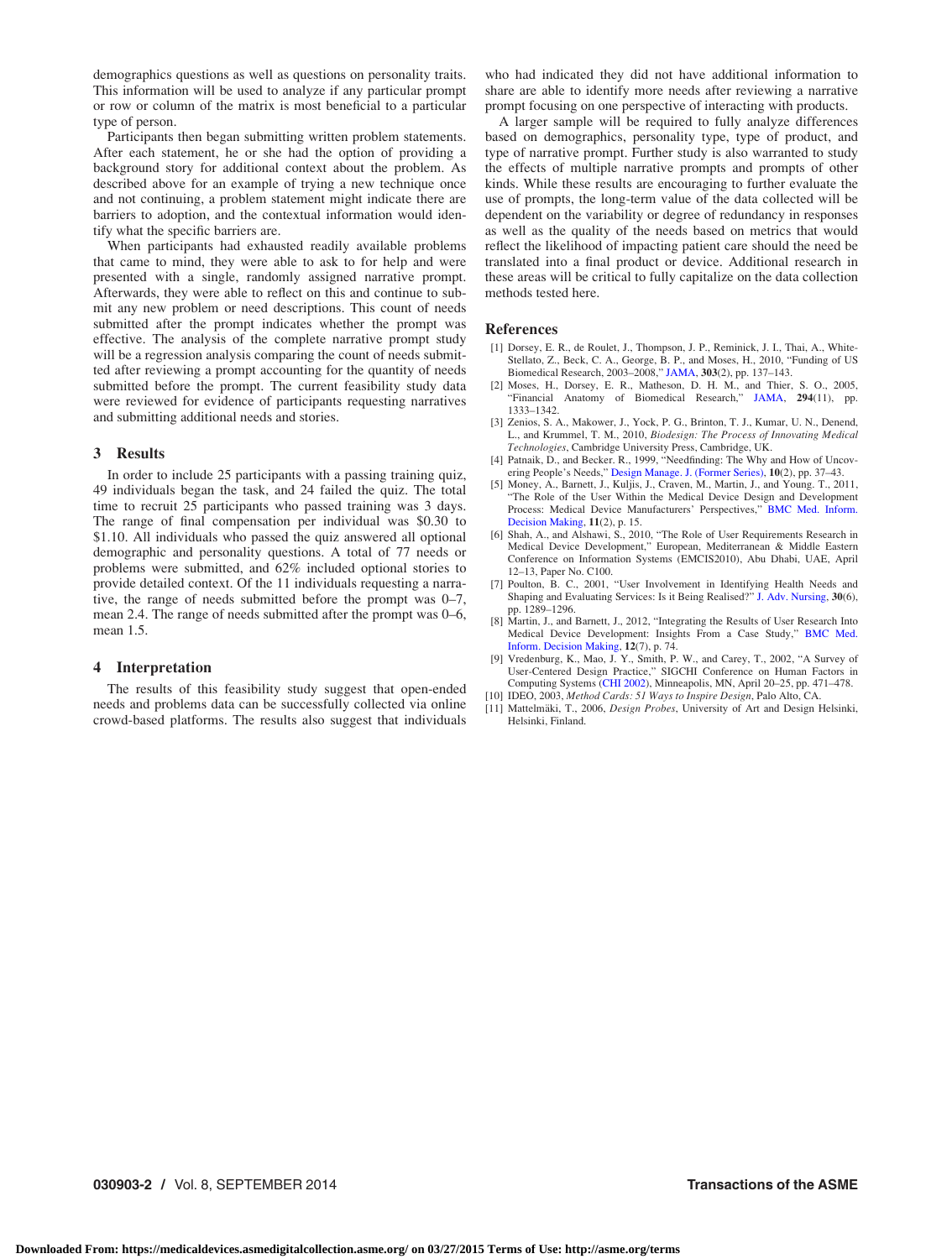demographics questions as well as questions on personality traits. This information will be used to analyze if any particular prompt or row or column of the matrix is most beneficial to a particular type of person.

Participants then began submitting written problem statements. After each statement, he or she had the option of providing a background story for additional context about the problem. As described above for an example of trying a new technique once and not continuing, a problem statement might indicate there are barriers to adoption, and the contextual information would identify what the specific barriers are.

When participants had exhausted readily available problems that came to mind, they were able to ask to for help and were presented with a single, randomly assigned narrative prompt. Afterwards, they were able to reflect on this and continue to submit any new problem or need descriptions. This count of needs submitted after the prompt indicates whether the prompt was effective. The analysis of the complete narrative prompt study will be a regression analysis comparing the count of needs submitted after reviewing a prompt accounting for the quantity of needs submitted before the prompt. The current feasibility study data were reviewed for evidence of participants requesting narratives and submitting additional needs and stories.

## 3 Results

In order to include 25 participants with a passing training quiz, 49 individuals began the task, and 24 failed the quiz. The total time to recruit 25 participants who passed training was 3 days. The range of final compensation per individual was \$0.30 to \$1.10. All individuals who passed the quiz answered all optional demographic and personality questions. A total of 77 needs or problems were submitted, and 62% included optional stories to provide detailed context. Of the 11 individuals requesting a narrative, the range of needs submitted before the prompt was 0–7, mean 2.4. The range of needs submitted after the prompt was 0–6, mean 1.5.

## 4 Interpretation

The results of this feasibility study suggest that open-ended needs and problems data can be successfully collected via online crowd-based platforms. The results also suggest that individuals who had indicated they did not have additional information to share are able to identify more needs after reviewing a narrative prompt focusing on one perspective of interacting with products.

A larger sample will be required to fully analyze differences based on demographics, personality type, type of product, and type of narrative prompt. Further study is also warranted to study the effects of multiple narrative prompts and prompts of other kinds. While these results are encouraging to further evaluate the use of prompts, the long-term value of the data collected will be dependent on the variability or degree of redundancy in responses as well as the quality of the needs based on metrics that would reflect the likelihood of impacting patient care should the need be translated into a final product or device. Additional research in these areas will be critical to fully capitalize on the data collection methods tested here.

## References

[1] Dorsey, E. R., de Roulet, J., Thompson, J. P., Reminick, J. I., Thai, A., White-Stellato, Z., Beck, C. A., George, B. P., and Moses, H., 2010, "Funding of US Biomedical Research, 2003–2008," JAMA, **303**(2), pp. 137–143.

[2] Moses, H., Dorsey, E. R., Matheson, D. H. M., and Thier, S. O., 2005, "Financial Anatomy of Biomedical Research," JAMA, **294**(11), pp. 1333–1342.

[3] Zenios, S. A., Makower, J., Yock, P. G., Brinton, T. J., Kumar, U. N., Denend, L., and Krummel, T. M., 2010, *Biodesign: The Process of Innovating Medical Technologies*, Cambridge University Press, Cambridge, UK.

[4] Patnaik, D., and Becker. R., 1999, "Needfinding: The Why and How of Uncovering People's Needs," Design Manage. J. (Former Series), **10**(2), pp. 37–43.

[5] Money, A., Barnett, J., Kuljis, J., Craven, M., Martin, J., and Young. T., 2011, "The Role of the User Within the Medical Device Design and Development Process: Medical Device Manufacturers' Perspectives," BMC Med. Inform. Decision Making, **11**(2), p. 15.

[6] Shah, A., and Alshawi, S., 2010, "The Role of User Requirements Research in Medical Device Development," European, Mediterranean & Middle Eastern Conference on Information Systems (EMCIS2010), Abu Dhabi, UAE, April 12–13, Paper No. C100.

[7] Poulton, B. C., 2001, "User Involvement in Identifying Health Needs and Shaping and Evaluating Services: Is it Being Realised?" J. Adv. Nursing, **30**(6), pp. 1289–1296.

[8] Martin, J., and Barnett, J., 2012, "Integrating the Results of User Research Into Medical Device Development: Insights From a Case Study," BMC Med. Inform. Decision Making, **12**(7), p. 74.

[9] Vredenburg, K., Mao, J. Y., Smith, P. W., and Carey, T., 2002, "A Survey of User-Centered Design Practice," SIGCHI Conference on Human Factors in Computing Systems (CHI 2002), Minneapolis, MN, April 20–25, pp. 471–478.

[10] IDEO, 2003, *Method Cards: 51 Ways to Inspire Design*, Palo Alto, CA.

[11] Mattelmäki, T., 2006, *Design Probes*, University of Art and Design Helsinki, Helsinki, Finland.